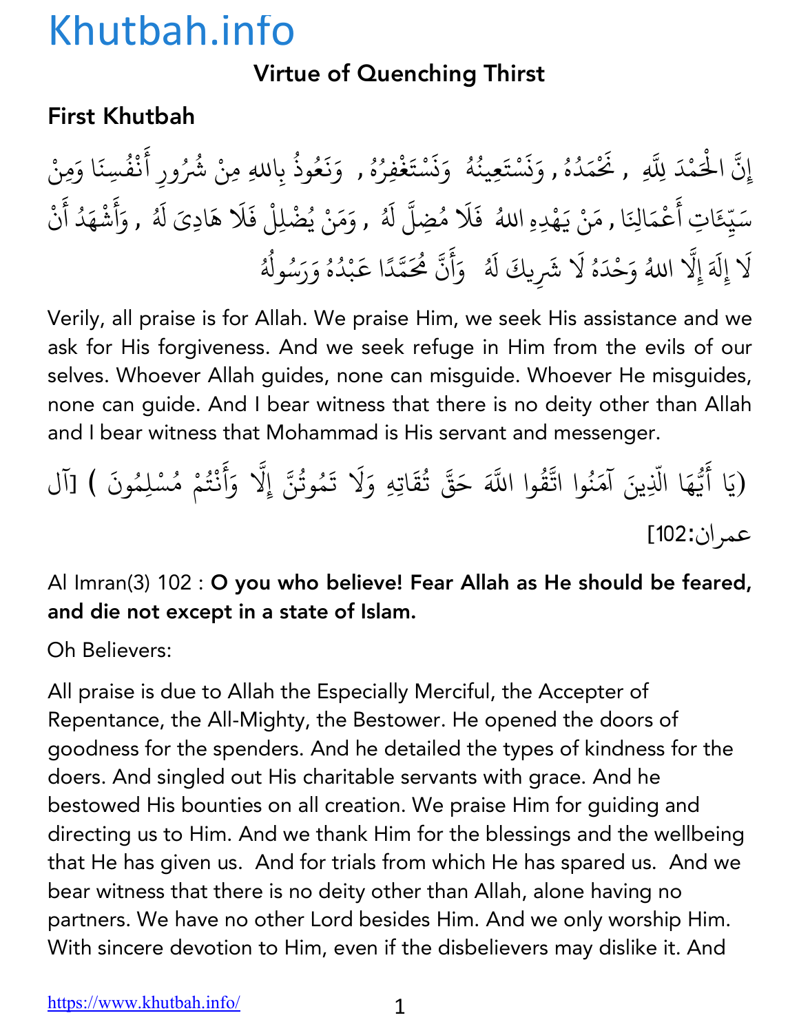# Khutbah.info

## Virtue of Quenching Thirst

### First Khutbah

إِنَّ الْحَمْدَ لِلَّهِ , نَحْمَدُهُ , وَنَسْتَعِينُهُ وَنَسْتَغْفِرُهُ , وَنَعُوذُ بِاللهِ مِنْ شُرُورِ أَنْفُسِنَا وَمِنْ سَيِّئَاتِ أَعْمَالِنَا , مَنْ يَهْدِهِ اللهُ فَلَا مُضِلَّ لَهُ , وَمَنْ يُضْلِلْ فَلَا هَادِيَ لَهُ , وَأَشْهَدُ أَنْ لَا إِلَهَ إِلَّا اللهُ وَحْدَهُ لَا شَرِيكَ لَهُ وَأَنَّ مُحَمَّدًا عَبْدُهُ وَرَسُولُهُ

Verily, all praise is for Allah. We praise Him, we seek His assistance and we ask for His forgiveness. And we seek refuge in Him from the evils of our selves. Whoever Allah guides, none can misguide. Whoever He misguides, none can guide. And I bear witness that there is no deity other than Allah and I bear witness that Mohammad is His servant and messenger.

(يَا أَيُّهَا الَّذِينَ آمَنُوا اتَّقُوا اللَّهَ حَقَّ تُقَاتِهِ وَلَا تَمُوتُنَّ إِلَّا وَأَنْتُمْ مُسْلِمُونَ ) [آل عمران:102]

Al Imran(3) 102 : **O you who believe! Fear Allah as He should be feared, and die not except in a state of Islam.**

Oh Believers:

All praise is due to Allah the Especially Merciful, the Accepter of Repentance, the All-Mighty, the Bestower. He opened the doors of goodness for the spenders. And he detailed the types of kindness for the doers. And singled out His charitable servants with grace. And he bestowed His bounties on all creation. We praise Him for guiding and directing us to Him. And we thank Him for the blessings and the wellbeing that He has given us. And for trials from which He has spared us. And we bear witness that there is no deity other than Allah, alone having no partners. We have no other Lord besides Him. And we only worship Him. With sincere devotion to Him, even if the disbelievers may dislike it. And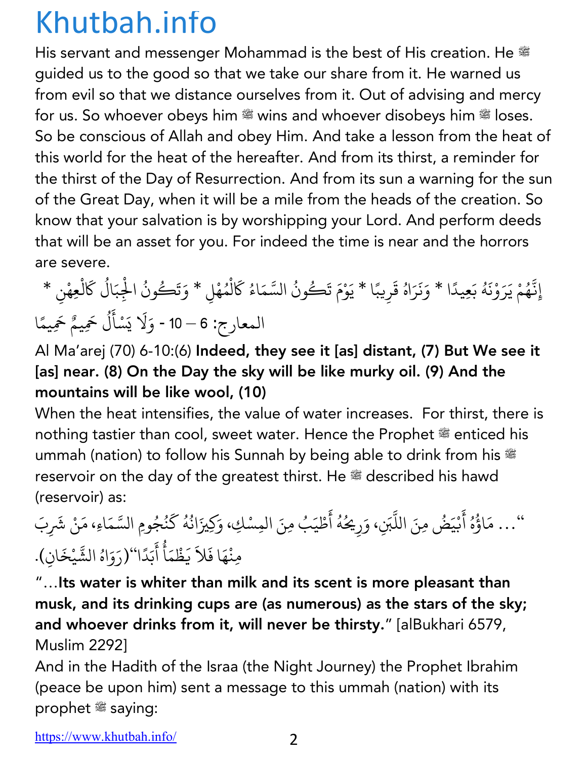His servant and messenger Mohammad is the best of His creation. He ﷺ guided us to the good so that we take our share from it. He warned us from evil so that we distance ourselves from it. Out of advising and mercy for us. So whoever obeys him ﷺ wins and whoever disobeys him ﷺ loses. So be conscious of Allah and obey Him. And take a lesson from the heat of this world for the heat of the hereafter. And from its thirst, a reminder for the thirst of the Day of Resurrection. And from its sun a warning for the sun of the Great Day, when it will be a mile from the heads of the creation. So know that your salvation is by worshipping your Lord. And perform deeds that will be an asset for you. For indeed the time is near and the horrors are severe.

إِنَّهُمْ يَرَوْنَهُ بَعِيدًا * وَنَرَاهُ قَرِيبًا * يَوْمَ تَكُونُ السَّمَاءُ كَالْمُهْلِ * وَتَكُونُ الْجِبَالُ كَالْعِهْنِ * وَلَا يَسْأَلُ حَمِيمٌ حَمِيمًا - المعارج: 6 – 10

Al Ma'arej (70) 6-10:(6) **Indeed, they see it [as] distant, (7) But We see it [as] near. (8) On the Day the sky will be like murky oil. (9) And the mountains will be like wool, (10)**

When the heat intensifies, the value of water increases. For thirst, there is nothing tastier than cool, sweet water. Hence the Prophet ﷺ enticed his ummah (nation) to follow his Sunnah by being able to drink from his ﷺ reservoir on the day of the greatest thirst. He ﷺ described his hawd (reservoir) as:

"... مَاؤُهُ أَبْيَضُ مِنَ اللَّبَنِ، وَرِيحُهُ أَطْيَبُ مِنَ المِسْكِ، وَكِيزَانُهُ كَنُجُومِ السَّمَاءِ، مَنْ شَرِبَ مِنْهَا فَلاَ يَظْمَأُ أَبَدًا"(رَوَاهُ الشَّيْخَانِ).

"...**Its water is whiter than milk and its scent is more pleasant than musk, and its drinking cups are (as numerous) as the stars of the sky; and whoever drinks from it, will never be thirsty.**" [alBukhari 6579, Muslim 2292]

And in the Hadith of the Israa (the Night Journey) the Prophet Ibrahim (peace be upon him) sent a message to this ummah (nation) with its prophet ﷺ saying: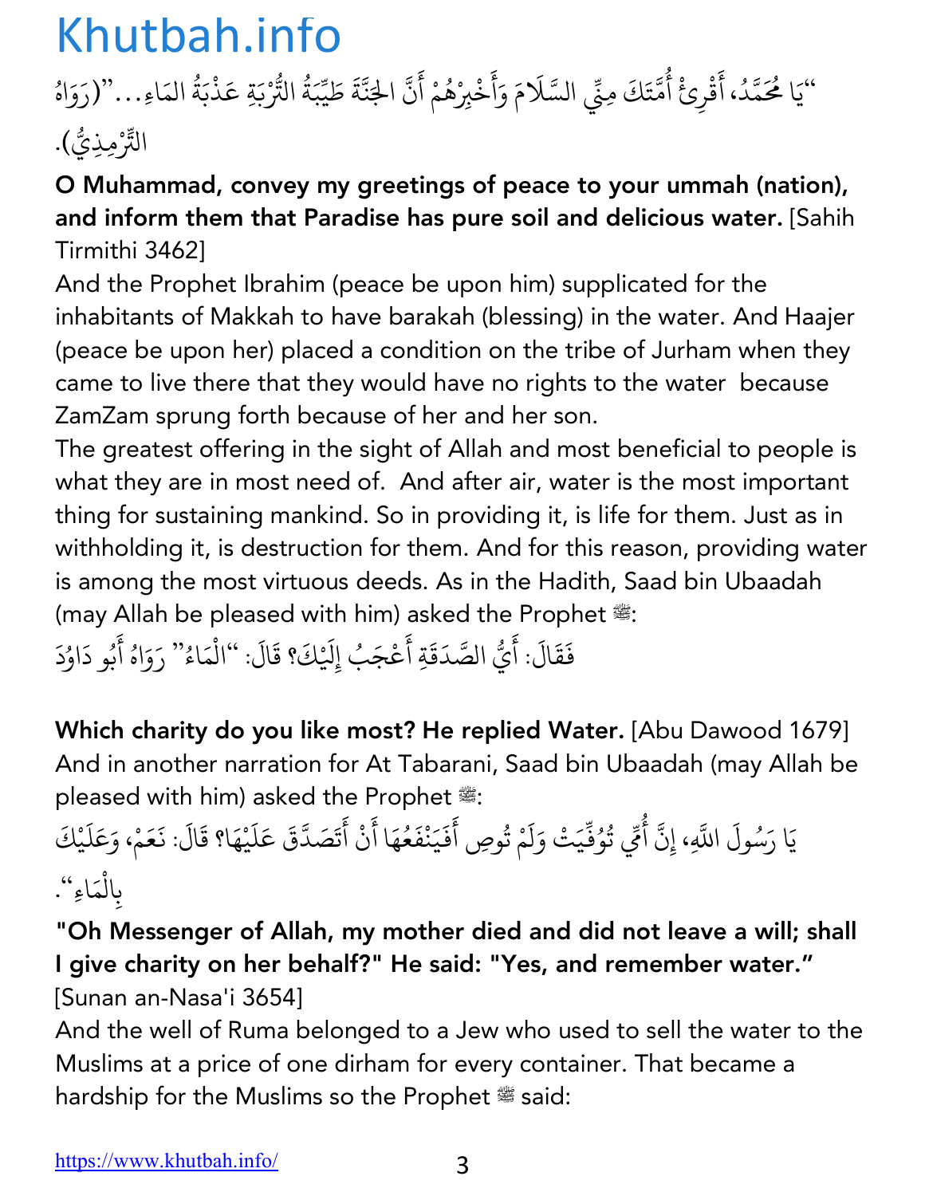"يَا مُحَمَّدُ، أَقْرِئْ أُمَّتَكَ مِنِّي السَّلَامَ وَأَخْبِرْهُمْ أَنَّ الجَنَّةَ طَيِّبَةُ التُّرْبَةِ عَذْبَةُ المَاءِ..."(رَوَاهُ التِّرْمِذِيُّ).

**O Muhammad, convey my greetings of peace to your ummah (nation), and inform them that Paradise has pure soil and delicious water.** [Sahih Tirmithi 3462]

And the Prophet Ibrahim (peace be upon him) supplicated for the inhabitants of Makkah to have barakah (blessing) in the water. And Haajer (peace be upon her) placed a condition on the tribe of Jurham when they came to live there that they would have no rights to the water because ZamZam sprung forth because of her and her son.

The greatest offering in the sight of Allah and most beneficial to people is what they are in most need of. And after air, water is the most important thing for sustaining mankind. So in providing it, is life for them. Just as in withholding it, is destruction for them. And for this reason, providing water is among the most virtuous deeds. As in the Hadith, Saad bin Ubaadah (may Allah be pleased with him) asked the Prophet ﷺ:

فَقَالَ: أَيُّ الصَّدَقَةِ أَعْجَبُ إِلَيْكَ؟ قَالَ: "الْمَاءُ" رَوَاهُ أَبُو دَاوُدَ

**Which charity do you like most? He replied Water.** [Abu Dawood 1679]

And in another narration for At Tabarani, Saad bin Ubaadah (may Allah be pleased with him) asked the Prophet ﷺ:

يَا رَسُولَ اللَّهِ، إِنَّ أُمِّي تُوُفِّيَتْ وَلَمْ تُوصِ أَفَيَنْفَعُهَا أَنْ أَتَصَدَّقَ عَلَيْهَا؟ قَالَ: نَعَمْ، وَعَلَيْكَ بِالْمَاءِ".

**"Oh Messenger of Allah, my mother died and did not leave a will; shall I give charity on her behalf?" He said: "Yes, and remember water."** [Sunan an-Nasa'i 3654]

And the well of Ruma belonged to a Jew who used to sell the water to the Muslims at a price of one dirham for every container. That became a hardship for the Muslims so the Prophet ﷺ said: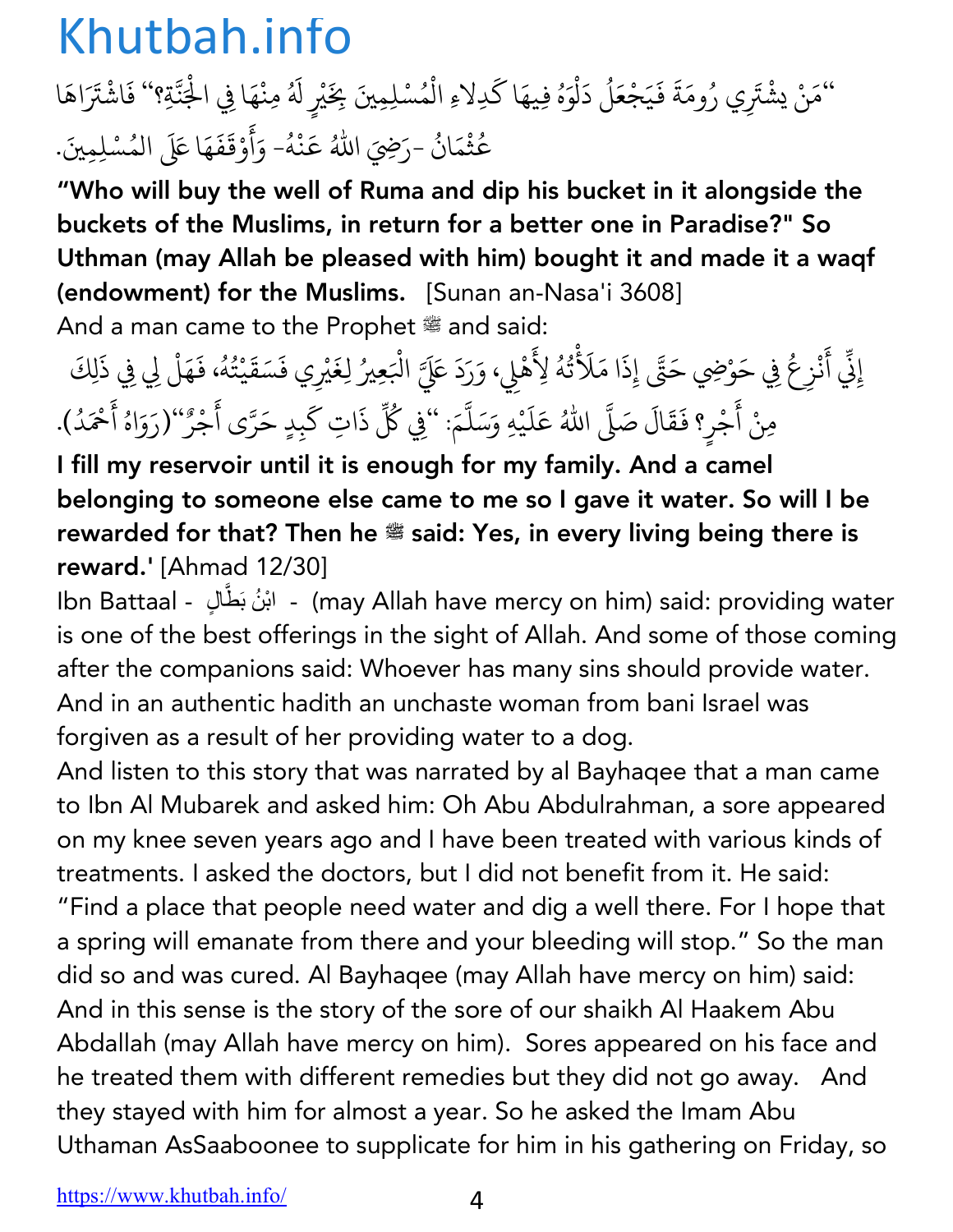"مَنْ يشْتَرِي رُومَةَ فَيَجْعَلُ دَلْوَهُ فِيهَا كَدِلاءِ الْمُسْلِمِينَ بِخَيْرٍ لَهُ مِنْهَا فِي الْجَنَّةِ؟" فَاشْتَرَاهَا عُثْمَانُ -رَضِيَ اللهُ عَنْهُ- وَأَوْقَفَهَا عَلَى المُسْلِمِينَ.

**"Who will buy the well of Ruma and dip his bucket in it alongside the buckets of the Muslims, in return for a better one in Paradise?" So Uthman (may Allah be pleased with him) bought it and made it a waqf (endowment) for the Muslims.** [Sunan an-Nasa'i 3608]

And a man came to the Prophet ﷺ and said:

إِنِّي أَنْزِعُ فِي حَوْضِي حَتَّى إِذَا مَلَأْتُهُ لِأَهْلِي، وَرَدَ عَلَيَّ الْبَعِيرُ لِغَيْرِي فَسَقَيْتُهُ، فَهَلْ لِي فِي ذَلِكَ مِنْ أَجْرٍ؟ فَقَالَ صَلَّى اللهُ عَلَيْهِ وَسَلَّمَ: "فِي كُلِّ ذَاتِ كَبِدٍ حَرَّى أَجْرٌ"(رَوَاهُ أَحْمَدُ).

**I fill my reservoir until it is enough for my family. And a camel belonging to someone else came to me so I gave it water. So will I be rewarded for that? Then he ﷺ said: Yes, in every living being there is reward.'** [Ahmad 12/30]

Ibn Battaal - ابْنُ بَطَّالٍ - (may Allah have mercy on him) said: providing water is one of the best offerings in the sight of Allah. And some of those coming after the companions said: Whoever has many sins should provide water. And in an authentic hadith an unchaste woman from bani Israel was forgiven as a result of her providing water to a dog.

And listen to this story that was narrated by al Bayhaqee that a man came to Ibn Al Mubarek and asked him: Oh Abu Abdulrahman, a sore appeared on my knee seven years ago and I have been treated with various kinds of treatments. I asked the doctors, but I did not benefit from it. He said: "Find a place that people need water and dig a well there. For I hope that a spring will emanate from there and your bleeding will stop." So the man did so and was cured. Al Bayhaqee (may Allah have mercy on him) said: And in this sense is the story of the sore of our shaikh Al Haakem Abu Abdallah (may Allah have mercy on him). Sores appeared on his face and he treated them with different remedies but they did not go away. And they stayed with him for almost a year. So he asked the Imam Abu Uthaman AsSaaboonee to supplicate for him in his gathering on Friday, so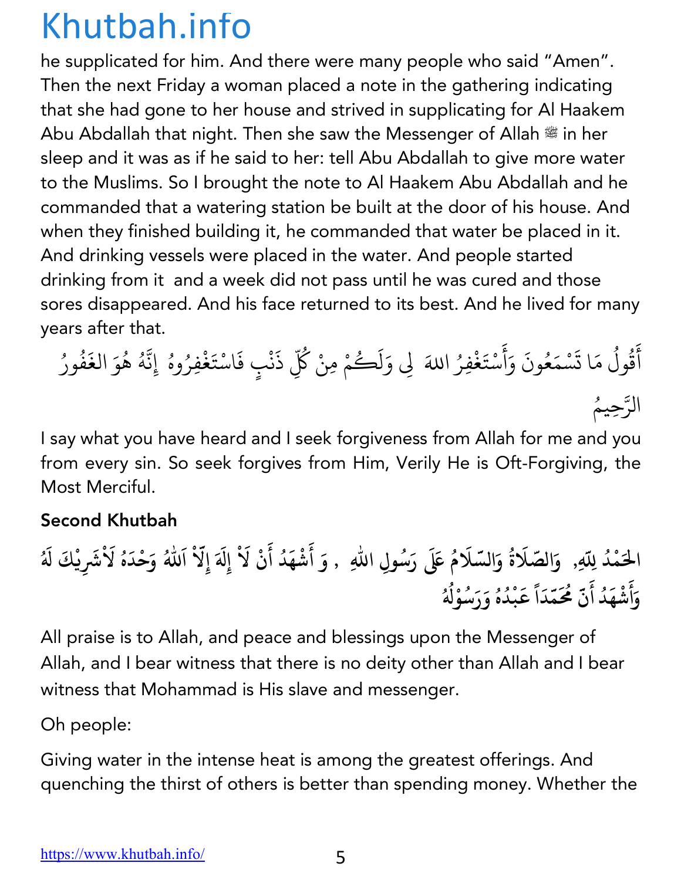he supplicated for him. And there were many people who said "Amen". Then the next Friday a woman placed a note in the gathering indicating that she had gone to her house and strived in supplicating for Al Haakem Abu Abdallah that night. Then she saw the Messenger of Allah ﷺ in her sleep and it was as if he said to her: tell Abu Abdallah to give more water to the Muslims. So I brought the note to Al Haakem Abu Abdallah and he commanded that a watering station be built at the door of his house. And when they finished building it, he commanded that water be placed in it. And drinking vessels were placed in the water. And people started drinking from it and a week did not pass until he was cured and those sores disappeared. And his face returned to its best. And he lived for many years after that.

أَقُولُ مَا تَسْمَعُونَ وَأَسْتَغْفِرُ اللهَ لِي وَلَكُمْ مِنْ كُلِّ ذَنْبٍ فَاسْتَغْفِرُوهُ إِنَّهُ هُوَ الغَفُورُ الرَّحِيمُ

I say what you have heard and I seek forgiveness from Allah for me and you from every sin. So seek forgives from Him, Verily He is Oft-Forgiving, the Most Merciful.

**Second Khutbah**

الحَمْدُ لِلّهِ, وَالصّلَاةُ وَالسّلَامُ عَلَى رَسُولِ اللهِ , وَ أَشْهَدُ أَنْ لَاْ إِلَهَ إِلّاْ اَللّهُ وَحْدَهُ لَاْشَرِيْكَ لَهُ وَأَشْهَدُ أَنّ مُحَمّدَاً عَبْدُهُ وَرَسُوْلُهُ

All praise is to Allah, and peace and blessings upon the Messenger of Allah, and I bear witness that there is no deity other than Allah and I bear witness that Mohammad is His slave and messenger.

Oh people:

Giving water in the intense heat is among the greatest offerings. And quenching the thirst of others is better than spending money. Whether the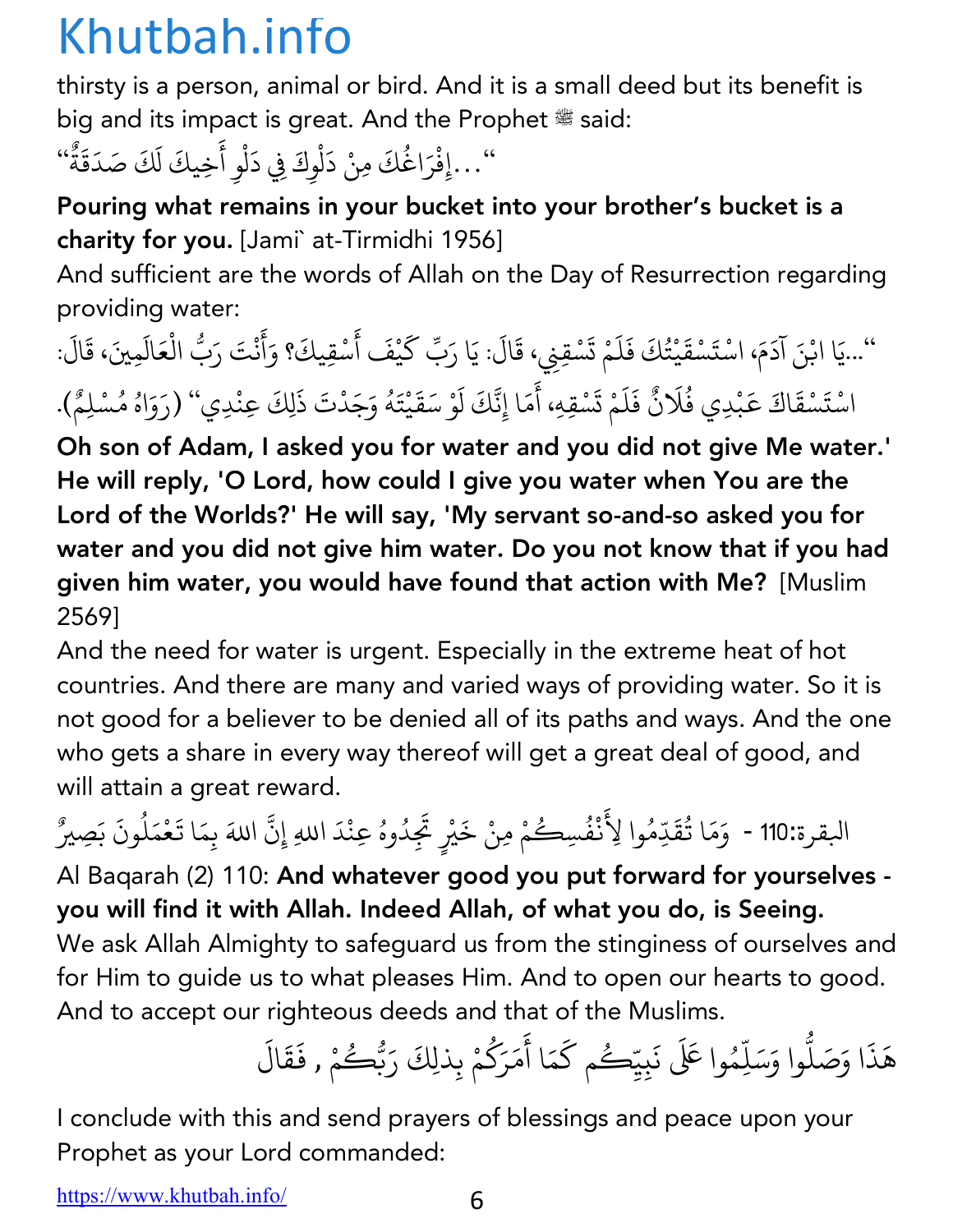thirsty is a person, animal or bird. And it is a small deed but its benefit is big and its impact is great. And the Prophet ﷺ said:

"...إِفْرَاغُكَ مِنْ دَلْوِكَ فِي دَلْوِ أَخِيكَ لَكَ صَدَقَةٌ"

**Pouring what remains in your bucket into your brother's bucket is a charity for you.** [Jami` at-Tirmidhi 1956]

And sufficient are the words of Allah on the Day of Resurrection regarding providing water:

"...يَا ابْنَ آدَمَ، اسْتَسْقَيْتُكَ فَلَمْ تَسْقِنِي، قَالَ: يَا رَبِّ كَيْفَ أَسْقِيكَ؟ وَأَنْتَ رَبُّ الْعَالَمِينَ، قَالَ: اسْتَسْقَاكَ عَبْدِي فُلَانٌ فَلَمْ تَسْقِهِ، أَمَا إِنَّكَ لَوْ سَقَيْتَهُ وَجَدْتَ ذَلِكَ عِنْدِي" (رَوَاهُ مُسْلِمٌ).

**Oh son of Adam, I asked you for water and you did not give Me water.' He will reply, 'O Lord, how could I give you water when You are the Lord of the Worlds?' He will say, 'My servant so-and-so asked you for water and you did not give him water. Do you not know that if you had given him water, you would have found that action with Me?** [Muslim 2569]

And the need for water is urgent. Especially in the extreme heat of hot countries. And there are many and varied ways of providing water. So it is not good for a believer to be denied all of its paths and ways. And the one who gets a share in every way thereof will get a great deal of good, and will attain a great reward.

البقرة:110 - وَمَا تُقَدِّمُوا لِأَنْفُسِكُمْ مِنْ خَيْرٍ تَجِدُوهُ عِنْدَ اللهِ إِنَّ اللهَ بِمَا تَعْمَلُونَ بَصِيرٌ

Al Baqarah (2) 110: **And whatever good you put forward for yourselves - you will find it with Allah. Indeed Allah, of what you do, is Seeing.**

We ask Allah Almighty to safeguard us from the stinginess of ourselves and for Him to guide us to what pleases Him. And to open our hearts to good. And to accept our righteous deeds and that of the Muslims.

هَذَا وَصَلُّوا وَسَلِّمُوا عَلَى نَبِيِّكُم كَمَا أَمَرَكُمْ بِذلِكَ رَبُّكُمْ , فَقَالَ

I conclude with this and send prayers of blessings and peace upon your Prophet as your Lord commanded: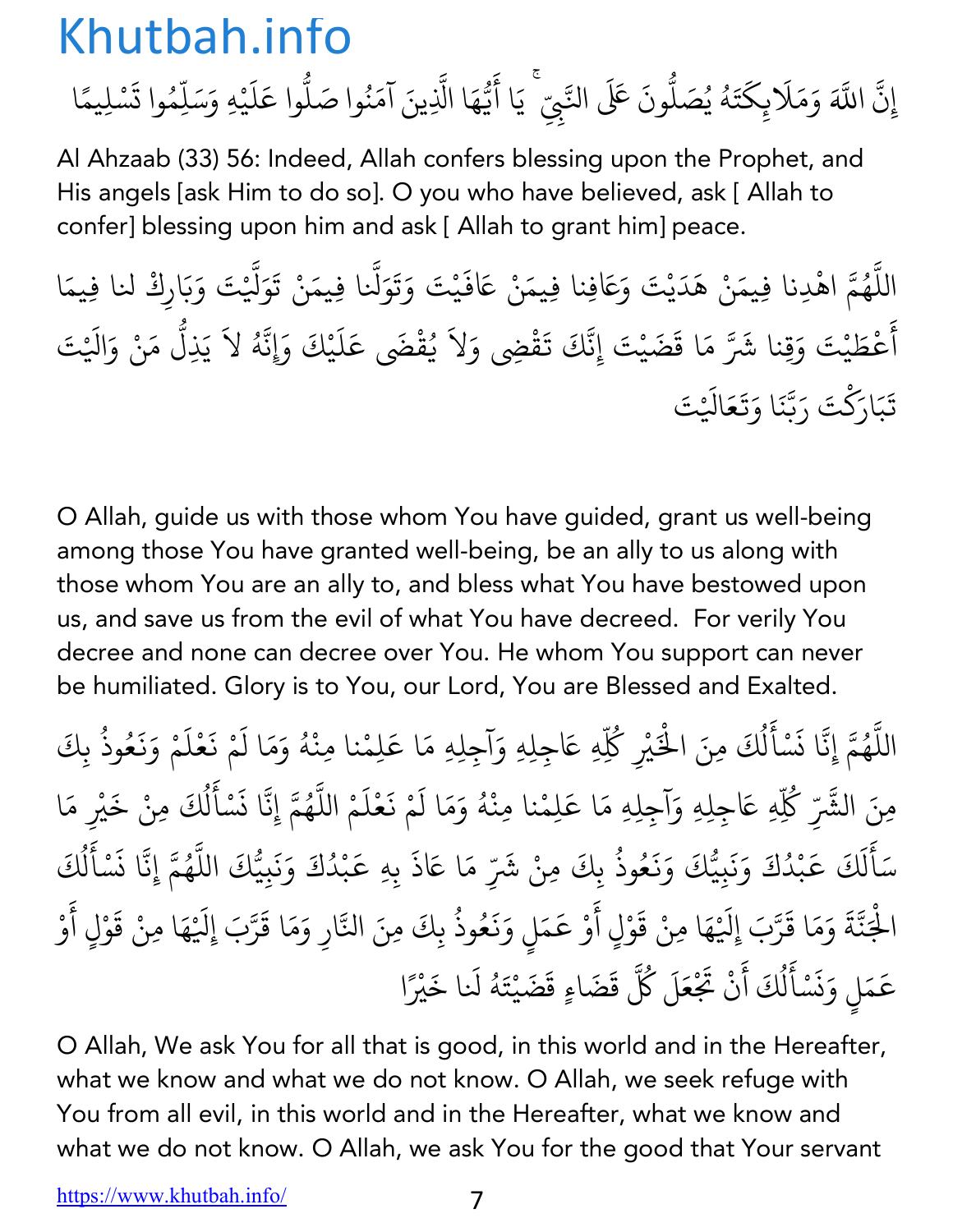إِنَّ اللَّهَ وَمَلَائِكَتَهُ يُصَلُّونَ عَلَى النَّبِيِّ ۚ يَا أَيُّهَا الَّذِينَ آمَنُوا صَلُّوا عَلَيْهِ وَسَلِّمُوا تَسْلِيمًا

Al Ahzaab (33) 56: Indeed, Allah confers blessing upon the Prophet, and His angels [ask Him to do so]. O you who have believed, ask [ Allah to confer] blessing upon him and ask [ Allah to grant him] peace.

اللَّهُمَّ اهْدِنا فِيمَنْ هَدَيْتَ وَعَافِنا فِيمَنْ عَافَيْتَ وَتَوَلَّنا فِيمَنْ تَوَلَّيْتَ وَبَارِكْ لنا فِيمَا أَعْطَيْتَ وَقِنا شَرَّ مَا قَضَيْتَ إِنَّكَ تَقْضِي وَلاَ يُقْضَى عَلَيْكَ وَإِنَّهُ لاَ يَذِلُّ مَنْ وَالَيْتَ تَبَارَكْتَ رَبَّنَا وَتَعَالَيْتَ

O Allah, guide us with those whom You have guided, grant us well-being among those You have granted well-being, be an ally to us along with those whom You are an ally to, and bless what You have bestowed upon us, and save us from the evil of what You have decreed. For verily You decree and none can decree over You. He whom You support can never be humiliated. Glory is to You, our Lord, You are Blessed and Exalted.

اللَّهُمَّ إِنَّا نَسْأَلُكَ مِنَ الْخَيْرِ كُلِّهِ عَاجِلِهِ وَآجِلِهِ مَا عَلِمْنا مِنْهُ وَمَا لَمْ نَعْلَمْ وَنَعُوذُ بِكَ مِنَ الشَّرِّ كُلِّهِ عَاجِلِهِ وَآجِلِهِ مَا عَلِمْنا مِنْهُ وَمَا لَمْ نَعْلَمْ اللَّهُمَّ إِنَّا نَسْأَلُكَ مِنْ خَيْرِ مَا سَأَلَكَ عَبْدُكَ وَنَبِيُّكَ وَنَعُوذُ بِكَ مِنْ شَرِّ مَا عَاذَ بِهِ عَبْدُكَ وَنَبِيُّكَ اللَّهُمَّ إِنَّا نَسْأَلُكَ الْجَنَّةَ وَمَا قَرَّبَ إِلَيْهَا مِنْ قَوْلٍ أَوْ عَمَلٍ وَنَعُوذُ بِكَ مِنَ النَّارِ وَمَا قَرَّبَ إِلَيْهَا مِنْ قَوْلٍ أَوْ عَمَلٍ وَنَسْأَلُكَ أَنْ تَجْعَلَ كُلَّ قَضَاءٍ قَضَيْتَهُ لَنا خَيْرًا

O Allah, We ask You for all that is good, in this world and in the Hereafter, what we know and what we do not know. O Allah, we seek refuge with You from all evil, in this world and in the Hereafter, what we know and what we do not know. O Allah, we ask You for the good that Your servant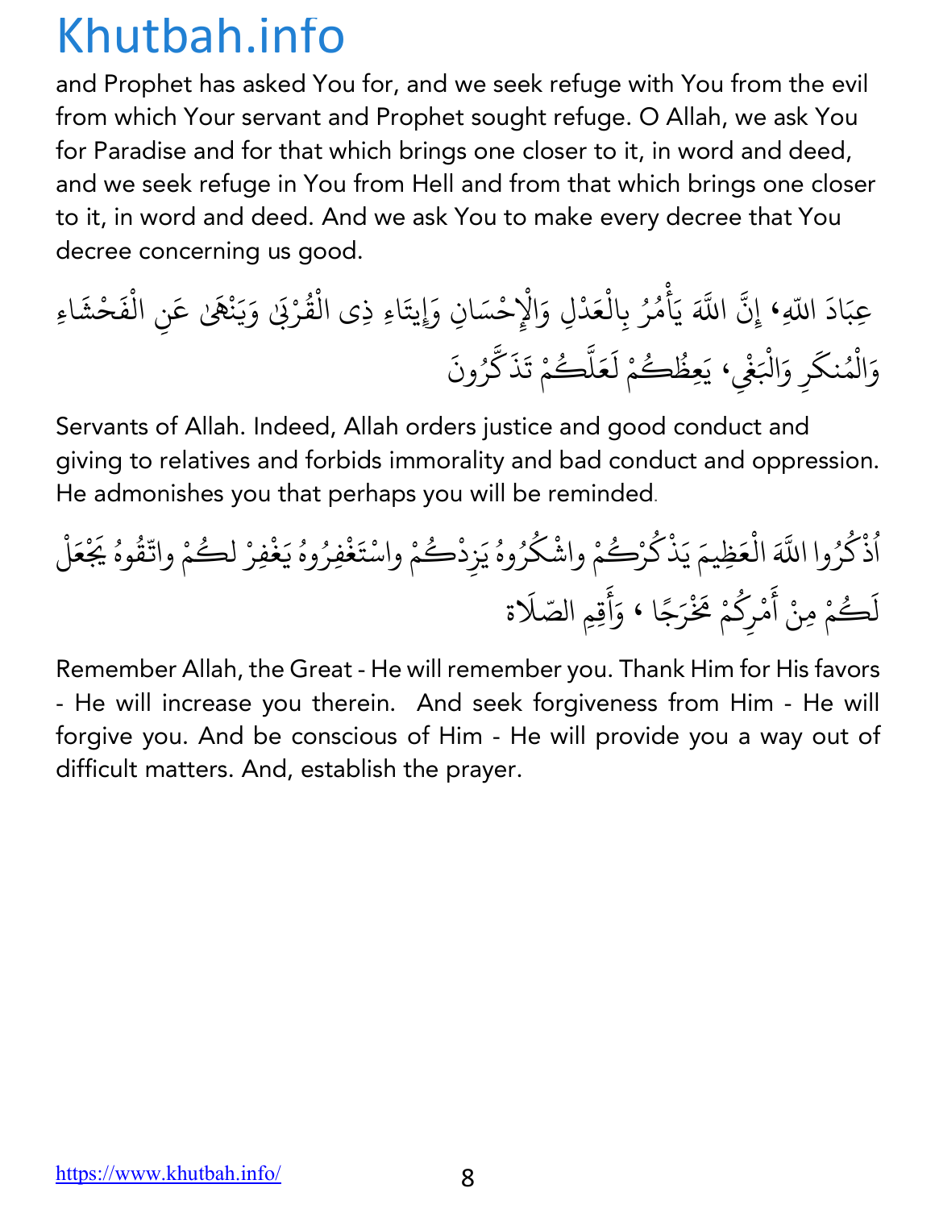and Prophet has asked You for, and we seek refuge with You from the evil from which Your servant and Prophet sought refuge. O Allah, we ask You for Paradise and for that which brings one closer to it, in word and deed, and we seek refuge in You from Hell and from that which brings one closer to it, in word and deed. And we ask You to make every decree that You decree concerning us good.

عِبَادَ اللهِ، إِنَّ اللَّهَ يَأْمُرُ بِالْعَدْلِ وَالْإِحْسَانِ وَإِيتَاءِ ذِى الْقُرْبَىٰ وَيَنْهَىٰ عَنِ الْفَحْشَاءِ وَالْمُنكَرِ وَالْبَغْيِ، يَعِظُكُمْ لَعَلَّكُمْ تَذَكَّرُونَ

Servants of Allah. Indeed, Allah orders justice and good conduct and giving to relatives and forbids immorality and bad conduct and oppression. He admonishes you that perhaps you will be reminded.

أُذْكُرُوا اللَّهَ الْعَظِيمَ يَذْكُرْكُمْ واشْكُرُوهُ يَزِدْكُمْ واسْتَغْفِرُوهُ يَغْفِرْ لكُمْ واتّقُوهُ يَجْعَلْ لَكُمْ مِنْ أَمْرِكُمْ مَخْرَجًا ، وَأَقِمِ الصّلَاة

Remember Allah, the Great - He will remember you. Thank Him for His favors - He will increase you therein. And seek forgiveness from Him - He will forgive you. And be conscious of Him - He will provide you a way out of difficult matters. And, establish the prayer.